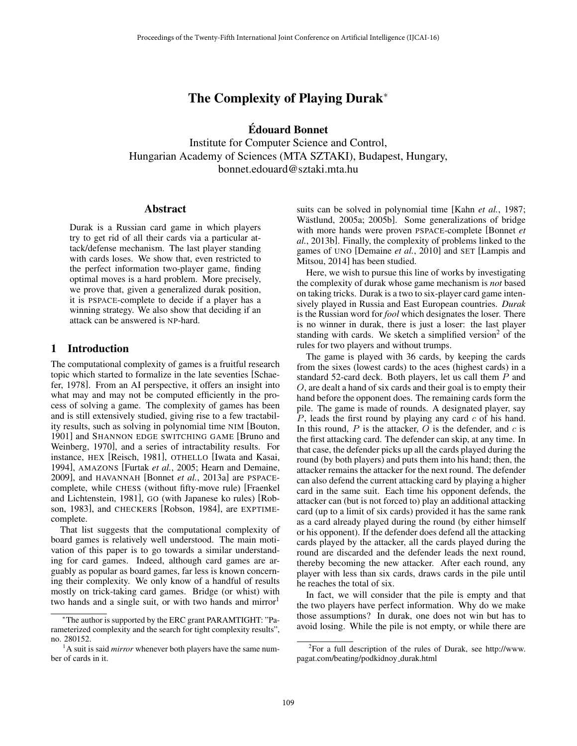# The Complexity of Playing Durak*

**Édouard Bonnet**

Institute for Computer Science and Control,
Hungarian Academy of Sciences (MTA SZTAKI), Budapest, Hungary,
bonnet.edouard@sztaki.mta.hu

## Abstract

Durak is a Russian card game in which players try to get rid of all their cards via a particular attack/defense mechanism. The last player standing with cards loses. We show that, even restricted to the perfect information two-player game, finding optimal moves is a hard problem. More precisely, we prove that, given a generalized durak position, it is PSPACE-complete to decide if a player has a winning strategy. We also show that deciding if an attack can be answered is NP-hard.

## 1 Introduction

The computational complexity of games is a fruitful research topic which started to formalize in the late seventies [Schaefer, 1978]. From an AI perspective, it offers an insight into what may and may not be computed efficiently in the process of solving a game. The complexity of games has been and is still extensively studied, giving rise to a few tractability results, such as solving in polynomial time NIM [Bouton, 1901] and SHANNON EDGE SWITCHING GAME [Bruno and Weinberg, 1970], and a series of intractability results. For instance, HEX [Reisch, 1981], OTHELLO [Iwata and Kasai, 1994], AMAZONS [Furtak *et al.*, 2005; Hearn and Demaine, 2009], and HAVANNAH [Bonnet *et al.*, 2013a] are PSPACE-complete, while CHESS (without fifty-move rule) [Fraenkel and Lichtenstein, 1981], GO (with Japanese ko rules) [Robson, 1983], and CHECKERS [Robson, 1984], are EXPTIME-complete.

That list suggests that the computational complexity of board games is relatively well understood. The main motivation of this paper is to go towards a similar understanding for card games. Indeed, although card games are arguably as popular as board games, far less is known concerning their complexity. We only know of a handful of results mostly on trick-taking card games. Bridge (or whist) with two hands and a single suit, or with two hands and mirror[1] suits can be solved in polynomial time [Kahn *et al.*, 1987; Wästlund, 2005a; 2005b]. Some generalizations of bridge with more hands were proven PSPACE-complete [Bonnet *et al.*, 2013b]. Finally, the complexity of problems linked to the games of UNO [Demaine *et al.*, 2010] and SET [Lampis and Mitsou, 2014] has been studied.

Here, we wish to pursue this line of works by investigating the complexity of durak whose game mechanism is *not* based on taking tricks. Durak is a two to six-player card game intensively played in Russia and East European countries. *Durak* is the Russian word for *fool* which designates the loser. There is no winner in durak, there is just a loser: the last player standing with cards. We sketch a simplified version[2] of the rules for two players and without trumps.

The game is played with 36 cards, by keeping the cards from the sixes (lowest cards) to the aces (highest cards) in a standard 52-card deck. Both players, let us call them $P$ and $O$, are dealt a hand of six cards and their goal is to empty their hand before the opponent does. The remaining cards form the pile. The game is made of rounds. A designated player, say $P$, leads the first round by playing any card $c$ of his hand. In this round, $P$ is the attacker, $O$ is the defender, and $c$ is the first attacking card. The defender can skip, at any time. In that case, the defender picks up all the cards played during the round (by both players) and puts them into his hand; then, the attacker remains the attacker for the next round. The defender can also defend the current attacking card by playing a higher card in the same suit. Each time his opponent defends, the attacker can (but is not forced to) play an additional attacking card (up to a limit of six cards) provided it has the same rank as a card already played during the round (by either himself or his opponent). If the defender does defend all the attacking cards played by the attacker, all the cards played during the round are discarded and the defender leads the next round, thereby becoming the new attacker. After each round, any player with less than six cards, draws cards in the pile until he reaches the total of six.

In fact, we will consider that the pile is empty and that the two players have perfect information. Why do we make those assumptions? In durak, one does not win but has to avoid losing. While the pile is not empty, or while there are

---

*The author is supported by the ERC grant PARAMTIGHT: "Parameterized complexity and the search for tight complexity results", no. 280152.

[1] A suit is said *mirror* whenever both players have the same number of cards in it.

[2] For a full description of the rules of Durak, see http://www.pagat.com/beating/podkidnoy_durak.html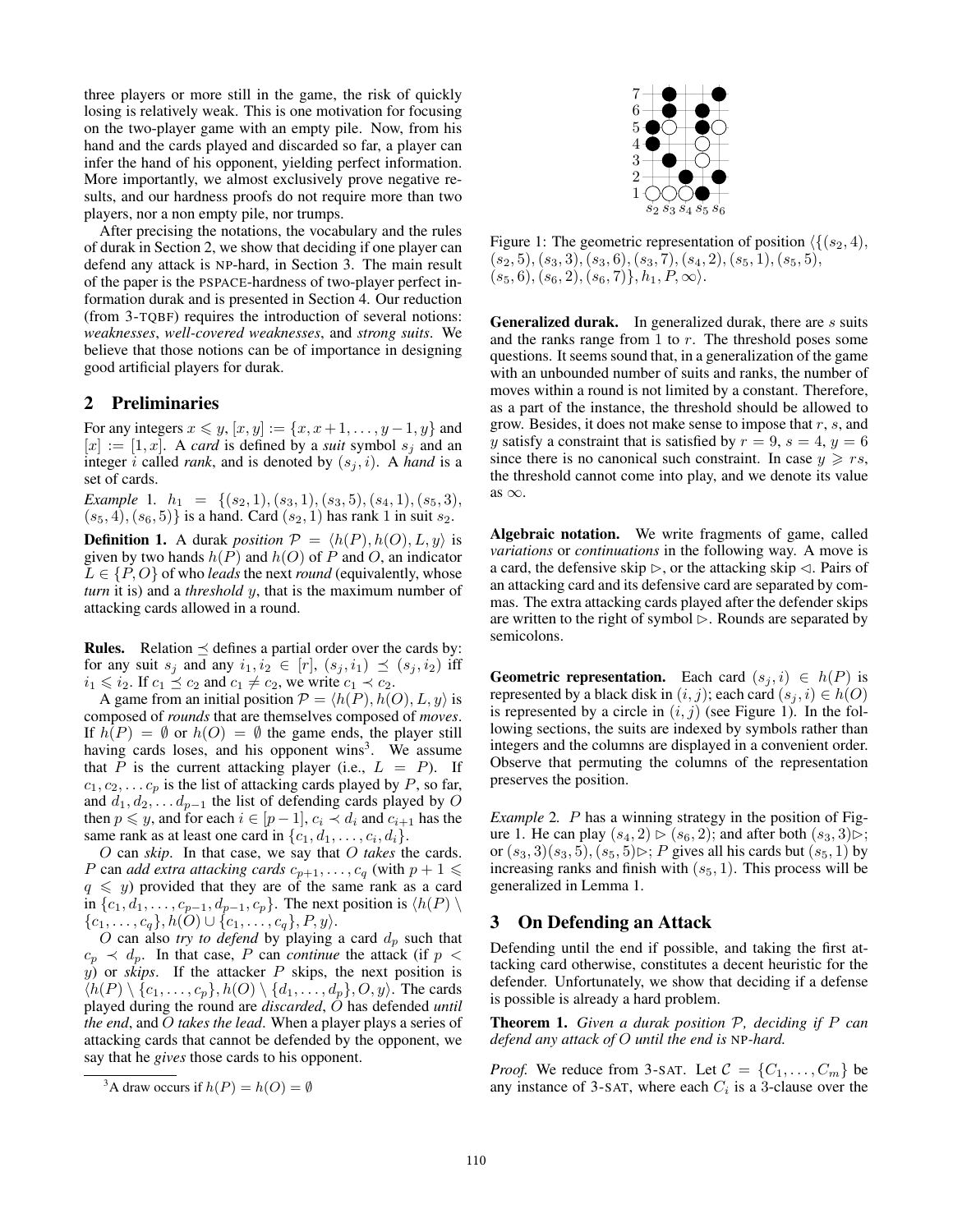three players or more still in the game, the risk of quickly losing is relatively weak. This is one motivation for focusing on the two-player game with an empty pile. Now, from his hand and the cards played and discarded so far, a player can infer the hand of his opponent, yielding perfect information. More importantly, we almost exclusively prove negative results, and our hardness proofs do not require more than two players, nor a non empty pile, nor trumps.

After precising the notations, the vocabulary and the rules of durak in Section 2, we show that deciding if one player can defend any attack is NP-hard, in Section 3. The main result of the paper is the PSPACE-hardness of two-player perfect information durak and is presented in Section 4. Our reduction (from 3-TQBF) requires the introduction of several notions: *weaknesses*, *well-covered weaknesses*, and *strong suits*. We believe that those notions can be of importance in designing good artificial players for durak.

## 2 Preliminaries

For any integers $x \leqslant y$, $[x, y] := \{x, x+1, \ldots, y-1, y\}$ and $[x] := [1, x]$. A *card* is defined by a *suit* symbol $s_j$ and an integer $i$ called *rank*, and is denoted by $(s_j, i)$. A *hand* is a set of cards.

*Example* 1. $h_1 = \{(s_2, 1), (s_3, 1), (s_3, 5), (s_4, 1), (s_5, 3), (s_5, 4), (s_6, 5)\}$ is a hand. Card $(s_2, 1)$ has rank 1 in suit $s_2$.

**Definition 1.** A durak *position* $\mathcal{P} = \langle h(P), h(O), L, y \rangle$ is given by two hands $h(P)$ and $h(O)$ of $P$ and $O$, an indicator $L \in \{P, O\}$ of who *leads* the next *round* (equivalently, whose *turn* it is) and a *threshold* $y$, that is the maximum number of attacking cards allowed in a round.

**Rules.** Relation $\preceq$ defines a partial order over the cards by: for any suit $s_j$ and any $i_1, i_2 \in [r]$, $(s_j, i_1) \preceq (s_j, i_2)$ iff $i_1 \leqslant i_2$. If $c_1 \preceq c_2$ and $c_1 \neq c_2$, we write $c_1 \prec c_2$.

A game from an initial position $\mathcal{P} = \langle h(P), h(O), L, y \rangle$ is composed of *rounds* that are themselves composed of *moves*. If $h(P) = \emptyset$ or $h(O) = \emptyset$ the game ends, the player still having cards loses, and his opponent wins[3]. We assume that $P$ is the current attacking player (i.e., $L = P$). If $c_1, c_2, \ldots c_p$ is the list of attacking cards played by $P$, so far, and $d_1, d_2, \ldots d_{p-1}$ the list of defending cards played by $O$ then $p \leqslant y$, and for each $i \in [p-1]$, $c_i \prec d_i$ and $c_{i+1}$ has the same rank as at least one card in $\{c_1, d_1, \ldots, c_i, d_i\}$.

$O$ can *skip*. In that case, we say that $O$ *takes* the cards. $P$ can *add extra attacking cards* $c_{p+1}, \ldots, c_q$ (with $p + 1 \leqslant q \leqslant y$) provided that they are of the same rank as a card in $\{c_1, d_1, \ldots, c_{p-1}, d_{p-1}, c_p\}$. The next position is $\langle h(P) \setminus \{c_1, \ldots, c_q\}, h(O) \cup \{c_1, \ldots, c_q\}, P, y \rangle$.

$O$ can also *try to defend* by playing a card $d_p$ such that $c_p \prec d_p$. In that case, $P$ can *continue* the attack (if $p < y$) or *skips*. If the attacker $P$ skips, the next position is $\langle h(P) \setminus \{c_1, \ldots, c_p\}, h(O) \setminus \{d_1, \ldots, d_p\}, O, y \rangle$. The cards played during the round are *discarded*, $O$ has defended *until the end*, and $O$ *takes the lead*. When a player plays a series of attacking cards that cannot be defended by the opponent, we say that he *gives* those cards to his opponent.

[3] A draw occurs if $h(P) = h(O) = \emptyset$

Figure 1: The geometric representation of position $\langle \{(s_2, 4), (s_2, 5), (s_3, 3), (s_3, 6), (s_3, 7), (s_4, 2), (s_5, 1), (s_5, 5), (s_5, 6), (s_6, 2), (s_6, 7)\}, h_1, P, \infty \rangle$.

**Generalized durak.** In generalized durak, there are $s$ suits and the ranks range from 1 to $r$. The threshold poses some questions. It seems sound that, in a generalization of the game with an unbounded number of suits and ranks, the number of moves within a round is not limited by a constant. Therefore, as a part of the instance, the threshold should be allowed to grow. Besides, it does not make sense to impose that $r$, $s$, and $y$ satisfy a constraint that is satisfied by $r = 9$, $s = 4$, $y = 6$ since there is no canonical such constraint. In case $y \geqslant rs$, the threshold cannot come into play, and we denote its value as $\infty$.

**Algebraic notation.** We write fragments of game, called *variations* or *continuations* in the following way. A move is a card, the defensive skip $\triangleright$, or the attacking skip $\triangleleft$. Pairs of an attacking card and its defensive card are separated by commas. The extra attacking cards played after the defender skips are written to the right of symbol $\triangleright$. Rounds are separated by semicolons.

**Geometric representation.** Each card $(s_j, i) \in h(P)$ is represented by a black disk in $(i, j)$; each card $(s_j, i) \in h(O)$ is represented by a circle in $(i, j)$ (see Figure 1). In the following sections, the suits are indexed by symbols rather than integers and the columns are displayed in a convenient order. Observe that permuting the columns of the representation preserves the position.

*Example* 2. $P$ has a winning strategy in the position of Figure 1. He can play $(s_4, 2) \triangleright (s_6, 2)$; and after both $(s_3, 3)\triangleright$; or $(s_3, 3)(s_3, 5), (s_5, 5)\triangleright$; $P$ gives all his cards but $(s_5, 1)$ by increasing ranks and finish with $(s_5, 1)$. This process will be generalized in Lemma 1.

## 3 On Defending an Attack

Defending until the end if possible, and taking the first attacking card otherwise, constitutes a decent heuristic for the defender. Unfortunately, we show that deciding if a defense is possible is already a hard problem.

**Theorem 1.** *Given a durak position $\mathcal{P}$, deciding if $P$ can defend any attack of $O$ until the end is* NP*-hard.*

*Proof.* We reduce from 3-SAT. Let $\mathcal{C} = \{C_1, \ldots, C_m\}$ be any instance of 3-SAT, where each $C_i$ is a 3-clause over the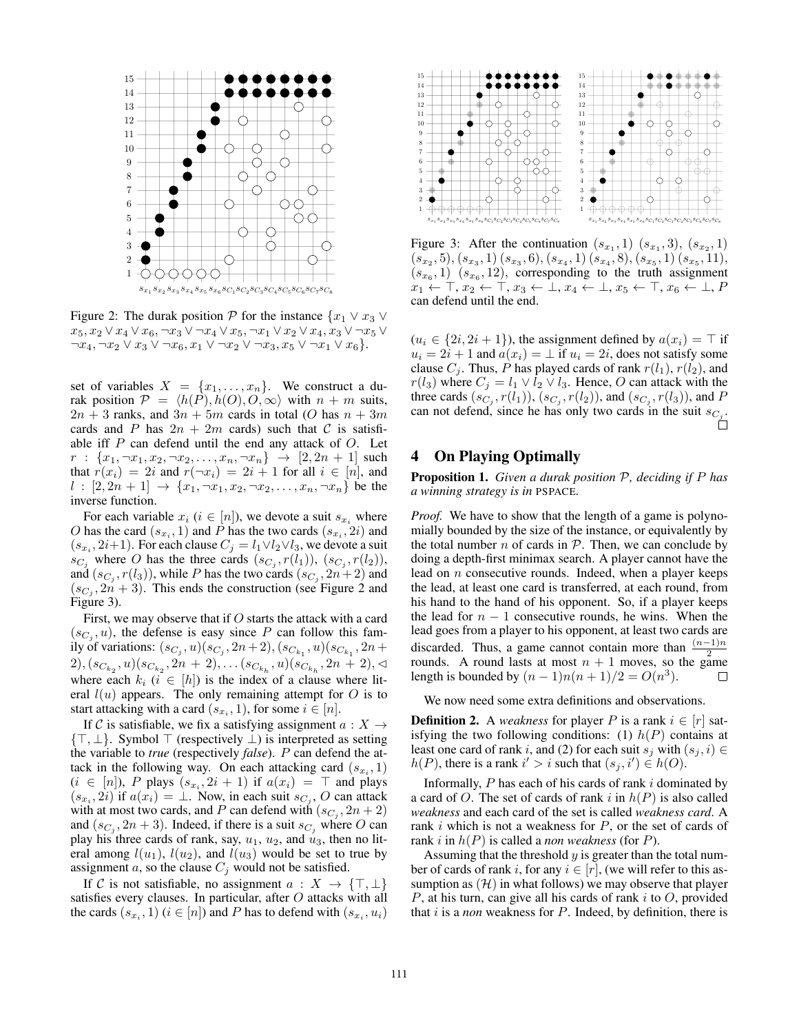Figure 2: The durak position $\mathcal{P}$ for the instance $\{x_1 \vee x_3 \vee x_5, x_2 \vee x_4 \vee x_6, \neg x_3 \vee \neg x_4 \vee x_5, \neg x_1 \vee x_2 \vee x_4, x_3 \vee \neg x_5 \vee \neg x_4, \neg x_2 \vee x_3 \vee \neg x_6, x_1 \vee \neg x_2 \vee \neg x_3, x_5 \vee \neg x_1 \vee x_6\}$.

set of variables $X = \{x_1, \dots, x_n\}$. We construct a durak position $\mathcal{P} = \langle h(P), h(O), O, \infty \rangle$ with $n + m$ suits, $2n + 3$ ranks, and $3n + 5m$ cards in total ($O$ has $n + 3m$ cards and $P$ has $2n + 2m$ cards) such that $\mathcal{C}$ is satisfiable iff $P$ can defend until the end any attack of $O$. Let $r : \{x_1, \neg x_1, x_2, \neg x_2, \dots, x_n, \neg x_n\} \to [2, 2n + 1]$ such that $r(x_i) = 2i$ and $r(\neg x_i) = 2i + 1$ for all $i \in [n]$, and $l : [2, 2n + 1] \to \{x_1, \neg x_1, x_2, \neg x_2, \dots, x_n, \neg x_n\}$ be the inverse function.

For each variable $x_i$ ($i \in [n]$), we devote a suit $s_{x_i}$ where $O$ has the card $(s_{x_i}, 1)$ and $P$ has the two cards $(s_{x_i}, 2i)$ and $(s_{x_i}, 2i{+}1)$. For each clause $C_j = l_1 \vee l_2 \vee l_3$, we devote a suit $s_{C_j}$ where $O$ has the three cards $(s_{C_j}, r(l_1))$, $(s_{C_j}, r(l_2))$, and $(s_{C_j}, r(l_3))$, while $P$ has the two cards $(s_{C_j}, 2n{+}2)$ and $(s_{C_j}, 2n + 3)$. This ends the construction (see Figure 2 and Figure 3).

First, we may observe that if $O$ starts the attack with a card $(s_{C_j}, u)$, the defense is easy since $P$ can follow this family of variations: $(s_{C_j}, u)(s_{C_j}, 2n{+}2), (s_{C_{k_1}}, u)(s_{C_{k_1}}, 2n{+}2), (s_{C_{k_2}}, u)(s_{C_{k_2}}, 2n + 2), \dots (s_{C_{k_h}}, u)(s_{C_{k_h}}, 2n + 2), \lhd$ where each $k_i$ ($i \in [h]$) is the index of a clause where literal $l(u)$ appears. The only remaining attempt for $O$ is to start attacking with a card $(s_{x_i}, 1)$, for some $i \in [n]$.

If $\mathcal{C}$ is satisfiable, we fix a satisfying assignment $a : X \to \{\top, \bot\}$. Symbol $\top$ (respectively $\bot$) is interpreted as setting the variable to *true* (respectively *false*). $P$ can defend the attack in the following way. On each attacking card $(s_{x_i}, 1)$ ($i \in [n]$), $P$ plays $(s_{x_i}, 2i + 1)$ if $a(x_i) = \top$ and plays $(s_{x_i}, 2i)$ if $a(x_i) = \bot$. Now, in each suit $s_{C_j}$, $O$ can attack with at most two cards, and $P$ can defend with $(s_{C_j}, 2n + 2)$ and $(s_{C_j}, 2n + 3)$. Indeed, if there is a suit $s_{C_j}$ where $O$ can play his three cards of rank, say, $u_1$, $u_2$, and $u_3$, then no literal among $l(u_1)$, $l(u_2)$, and $l(u_3)$ would be set to true by assignment $a$, so the clause $C_j$ would not be satisfied.

If $\mathcal{C}$ is not satisfiable, no assignment $a : X \to \{\top, \bot\}$ satisfies every clauses. In particular, after $O$ attacks with all the cards $(s_{x_i}, 1)$ ($i \in [n]$) and $P$ has to defend with $(s_{x_i}, u_i)$

Figure 3: After the continuation $(s_{x_1}, 1)$ $(s_{x_1}, 3)$, $(s_{x_2}, 1)$ $(s_{x_2}, 5)$, $(s_{x_3}, 1)$ $(s_{x_3}, 6)$, $(s_{x_4}, 1)$ $(s_{x_4}, 8)$, $(s_{x_5}, 1)$ $(s_{x_5}, 11)$, $(s_{x_6}, 1)$ $(s_{x_6}, 12)$, corresponding to the truth assignment $x_1 \leftarrow \top, x_2 \leftarrow \top, x_3 \leftarrow \bot, x_4 \leftarrow \bot, x_5 \leftarrow \top, x_6 \leftarrow \bot$, $P$ can defend until the end.

($u_i \in \{2i, 2i + 1\}$), the assignment defined by $a(x_i) = \top$ if $u_i = 2i + 1$ and $a(x_i) = \bot$ if $u_i = 2i$, does not satisfy some clause $C_j$. Thus, $P$ has played cards of rank $r(l_1)$, $r(l_2)$, and $r(l_3)$ where $C_j = l_1 \vee l_2 \vee l_3$. Hence, $O$ can attack with the three cards $(s_{C_j}, r(l_1))$, $(s_{C_j}, r(l_2))$, and $(s_{C_j}, r(l_3))$, and $P$ can not defend, since he has only two cards in the suit $s_{C_j}$. $\square$

## 4 On Playing Optimally

**Proposition 1.** *Given a durak position $\mathcal{P}$, deciding if $P$ has a winning strategy is in* PSPACE.

*Proof.* We have to show that the length of a game is polynomially bounded by the size of the instance, or equivalently by the total number $n$ of cards in $\mathcal{P}$. Then, we can conclude by doing a depth-first minimax search. A player cannot have the lead on $n$ consecutive rounds. Indeed, when a player keeps the lead, at least one card is transferred, at each round, from his hand to the hand of his opponent. So, if a player keeps the lead for $n - 1$ consecutive rounds, he wins. When the lead goes from a player to his opponent, at least two cards are discarded. Thus, a game cannot contain more than $\frac{(n-1)n}{2}$ rounds. A round lasts at most $n + 1$ moves, so the game length is bounded by $(n - 1)n(n + 1)/2 = O(n^3)$. $\square$

We now need some extra definitions and observations.

**Definition 2.** A *weakness* for player $P$ is a rank $i \in [r]$ satisfying the two following conditions: (1) $h(P)$ contains at least one card of rank $i$, and (2) for each suit $s_j$ with $(s_j, i) \in h(P)$, there is a rank $i' > i$ such that $(s_j, i') \in h(O)$.

Informally, $P$ has each of his cards of rank $i$ dominated by a card of $O$. The set of cards of rank $i$ in $h(P)$ is also called *weakness* and each card of the set is called *weakness card*. A rank $i$ which is not a weakness for $P$, or the set of cards of rank $i$ in $h(P)$ is called a *non weakness* (for $P$).

Assuming that the threshold $y$ is greater than the total number of cards of rank $i$, for any $i \in [r]$, (we will refer to this assumption as $(\mathcal{H})$ in what follows) we may observe that player $P$, at his turn, can give all his cards of rank $i$ to $O$, provided that $i$ is a *non* weakness for $P$. Indeed, by definition, there is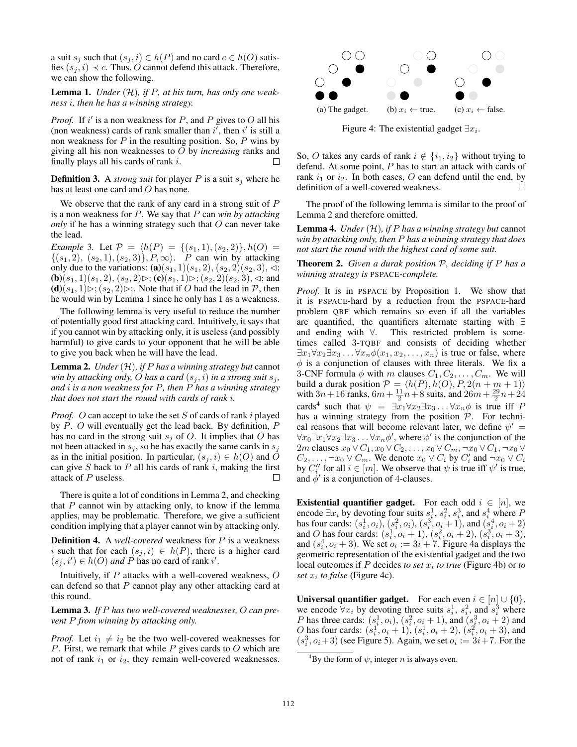a suit $s_j$ such that $(s_j, i) \in h(P)$ and no card $c \in h(O)$ satisfies $(s_j, i) \prec c$. Thus, $O$ cannot defend this attack. Therefore, we can show the following.

**Lemma 1.** *Under* $(\mathcal{H})$*, if* $P$*, at his turn, has only one weakness* $i$*, then he has a winning strategy.*

*Proof.* If $i'$ is a non weakness for $P$, and $P$ gives to $O$ all his (non weakness) cards of rank smaller than $i'$, then $i'$ is still a non weakness for $P$ in the resulting position. So, $P$ wins by giving all his non weaknesses to $O$ by *increasing* ranks and finally plays all his cards of rank $i$. □

**Definition 3.** A *strong suit* for player $P$ is a suit $s_j$ where he has at least one card and $O$ has none.

We observe that the rank of any card in a strong suit of $P$ is a non weakness for $P$. We say that $P$ can *win by attacking only* if he has a winning strategy such that $O$ can never take the lead.

*Example* 3. Let $\mathcal{P} = \langle h(P) = \{(s_1, 1), (s_2, 2)\}, h(O) = \{(s_1, 2), (s_2, 1), (s_2, 3)\}, P, \infty \rangle$. $P$ can win by attacking only due to the variations: **(a)**$(s_1, 1)(s_1, 2)$, $(s_2, 2)(s_2, 3)$, $\triangleleft$; **(b)**$(s_1, 1)(s_1, 2)$, $(s_2, 2)\triangleright$; **(c)**$(s_1, 1)\triangleright$; $(s_2, 2)(s_2, 3)$, $\triangleleft$; and **(d)**$(s_1, 1)\triangleright$; $(s_2, 2)\triangleright$;. Note that if $O$ had the lead in $\mathcal{P}$, then he would win by Lemma 1 since he only has 1 as a weakness.

The following lemma is very useful to reduce the number of potentially good first attacking card. Intuitively, it says that if you cannot win by attacking only, it is useless (and possibly harmful) to give cards to your opponent that he will be able to give you back when he will have the lead.

**Lemma 2.** *Under* $(\mathcal{H})$*, if* $P$ *has a winning strategy but* cannot *win by attacking only,* $O$ *has a card* $(s_j, i)$ *in a strong suit* $s_j$*, and* $i$ *is a non weakness for* $P$*, then* $P$ *has a winning strategy that does not start the round with cards of rank* $i$*.*

*Proof.* $O$ can accept to take the set $S$ of cards of rank $i$ played by $P$. $O$ will eventually get the lead back. By definition, $P$ has no card in the strong suit $s_j$ of $O$. It implies that $O$ has not been attacked in $s_j$, so he has exactly the same cards in $s_j$ as in the initial position. In particular, $(s_j, i) \in h(O)$ and $O$ can give $S$ back to $P$ all his cards of rank $i$, making the first attack of $P$ useless. □

There is quite a lot of conditions in Lemma 2, and checking that $P$ cannot win by attacking only, to know if the lemma applies, may be problematic. Therefore, we give a sufficient condition implying that a player cannot win by attacking only.

**Definition 4.** A *well-covered* weakness for $P$ is a weakness $i$ such that for each $(s_j, i) \in h(P)$, there is a higher card $(s_j, i') \in h(O)$ *and* $P$ has no card of rank $i'$.

Intuitively, if $P$ attacks with a well-covered weakness, $O$ can defend so that $P$ cannot play any other attacking card at this round.

**Lemma 3.** *If* $P$ *has two well-covered weaknesses,* $O$ *can prevent* $P$ *from winning by attacking only.*

*Proof.* Let $i_1 \neq i_2$ be the two well-covered weaknesses for $P$. First, we remark that while $P$ gives cards to $O$ which are not of rank $i_1$ or $i_2$, they remain well-covered weaknesses. So, $O$ takes any cards of rank $i \notin \{i_1, i_2\}$ without trying to defend. At some point, $P$ has to start an attack with cards of rank $i_1$ or $i_2$. In both cases, $O$ can defend until the end, by definition of a well-covered weakness. □

(a) The gadget. (b) $x_i \leftarrow$ true. (c) $x_i \leftarrow$ false.

Figure 4: The existential gadget $\exists x_i$.

The proof of the following lemma is similar to the proof of Lemma 2 and therefore omitted.

**Lemma 4.** *Under* $(\mathcal{H})$*, if* $P$ *has a winning strategy but* cannot *win by attacking only, then* $P$ *has a winning strategy that does not start the round with the highest card of some suit.*

**Theorem 2.** *Given a durak position* $\mathcal{P}$*, deciding if* $P$ *has a winning strategy is* PSPACE*-complete.*

*Proof.* It is in PSPACE by Proposition 1. We show that it is PSPACE-hard by a reduction from the PSPACE-hard problem QBF which remains so even if all the variables are quantified, the quantifiers alternate starting with $\exists$ and ending with $\forall$. This restricted problem is sometimes called 3-TQBF and consists of deciding whether $\exists x_1 \forall x_2 \exists x_3 \ldots \forall x_n \phi(x_1, x_2, \ldots, x_n)$ is true or false, where $\phi$ is a conjunction of clauses with three literals. We fix a 3-CNF formula $\phi$ with $m$ clauses $C_1, C_2, \ldots, C_m$. We will build a durak position $\mathcal{P} = \langle h(P), h(O), P, 2(n + m + 1) \rangle$ with $3n + 16$ ranks, $6m + \frac{11}{2}n + 8$ suits, and $26m + \frac{29}{2}n + 24$ cards[4] such that $\psi = \exists x_1 \forall x_2 \exists x_3 \ldots \forall x_n \phi$ is true iff $P$ has a winning strategy from the position $\mathcal{P}$. For technical reasons that will become relevant later, we define $\psi' = \forall x_0 \exists x_1 \forall x_2 \exists x_3 \ldots \forall x_n \phi'$, where $\phi'$ is the conjunction of the $2m$ clauses $x_0 \vee C_1, x_0 \vee C_2, \ldots, x_0 \vee C_m, \neg x_0 \vee C_1, \neg x_0 \vee C_2, \ldots, \neg x_0 \vee C_m$. We denote $x_0 \vee C_i$ by $C'_i$ and $\neg x_0 \vee C_i$ by $C''_i$ for all $i \in [m]$. We observe that $\psi$ is true iff $\psi'$ is true, and $\phi'$ is a conjunction of 4-clauses.

**Existential quantifier gadget.** For each odd $i \in [n]$, we encode $\exists x_i$ by devoting four suits $s_i^1$, $s_i^2$, $s_i^3$, and $s_i^4$ where $P$ has four cards: $(s_i^1, o_i)$, $(s_i^2, o_i)$, $(s_i^3, o_i + 1)$, and $(s_i^4, o_i + 2)$ and $O$ has four cards: $(s_i^1, o_i + 1)$, $(s_i^2, o_i + 2)$, $(s_i^3, o_i + 3)$, and $(s_i^4, o_i + 3)$. We set $o_i := 3i + 7$. Figure 4a displays the geometric representation of the existential gadget and the two local outcomes if $P$ decides *to set* $x_i$ *to true* (Figure 4b) or *to set* $x_i$ *to false* (Figure 4c).

**Universal quantifier gadget.** For each even $i \in [n] \cup \{0\}$, we encode $\forall x_i$ by devoting three suits $s_i^1$, $s_i^2$, and $s_i^3$ where $P$ has three cards: $(s_i^1, o_i)$, $(s_i^2, o_i + 1)$, and $(s_i^3, o_i + 2)$ and $O$ has four cards: $(s_i^1, o_i + 1)$, $(s_i^1, o_i + 2)$, $(s_i^2, o_i + 3)$, and $(s_i^3, o_i + 3)$ (see Figure 5). Again, we set $o_i := 3i+7$. For the

[4] By the form of $\psi$, integer $n$ is always even.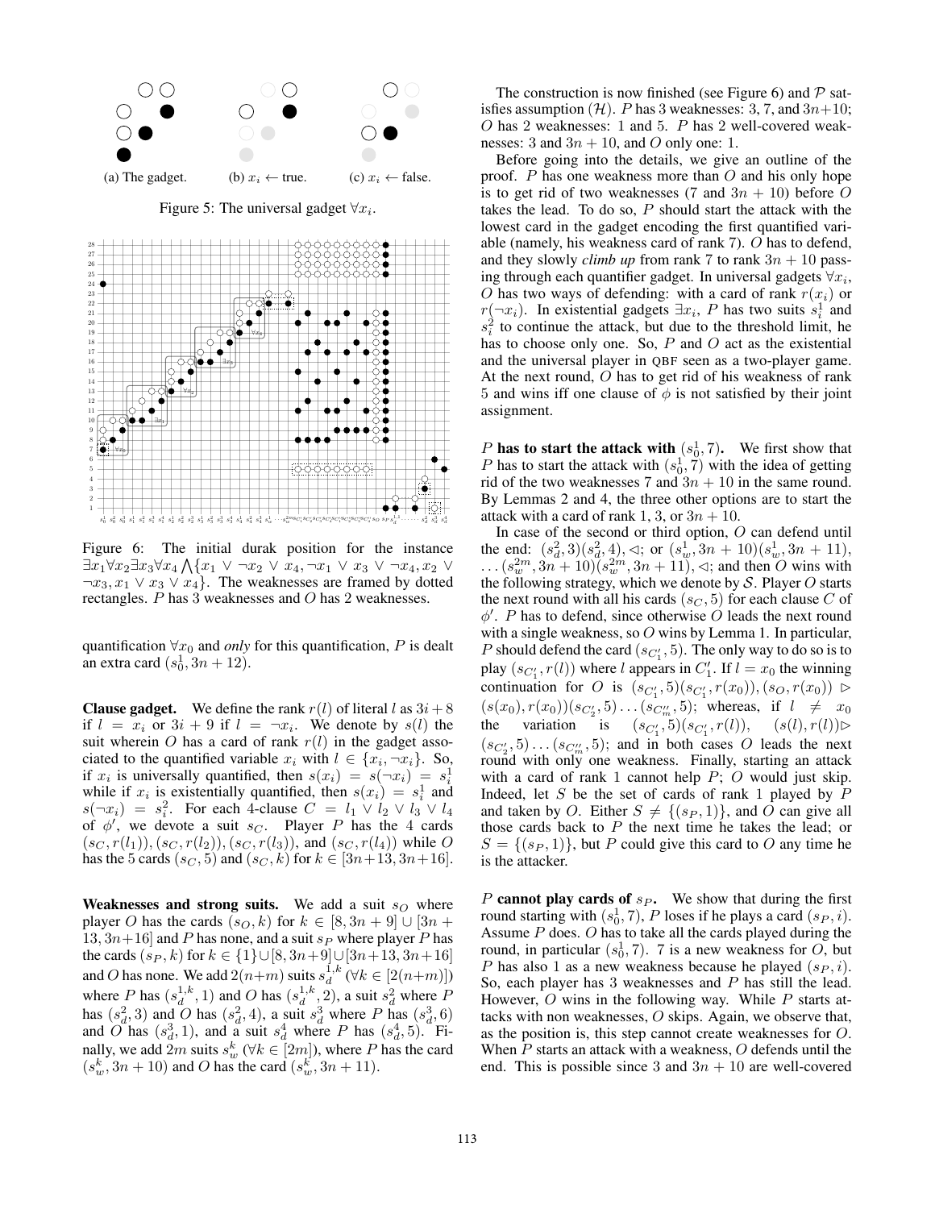(a) The gadget. (b) $x_i \leftarrow$ true. (c) $x_i \leftarrow$ false.

Figure 5: The universal gadget $\forall x_i$.

Figure 6: The initial durak position for the instance $\exists x_1 \forall x_2 \exists x_3 \forall x_4 \bigwedge \{x_1 \vee \neg x_2 \vee x_4, \neg x_1 \vee x_3 \vee \neg x_4, x_2 \vee \neg x_3, x_1 \vee x_3 \vee x_4\}$. The weaknesses are framed by dotted rectangles. $P$ has 3 weaknesses and $O$ has 2 weaknesses.

quantification $\forall x_0$ and *only* for this quantification, $P$ is dealt an extra card $(s_0^1, 3n+12)$.

**Clause gadget.** We define the rank $r(l)$ of literal $l$ as $3i+8$ if $l = x_i$ or $3i+9$ if $l = \neg x_i$. We denote by $s(l)$ the suit wherein $O$ has a card of rank $r(l)$ in the gadget associated to the quantified variable $x_i$ with $l \in \{x_i, \neg x_i\}$. So, if $x_i$ is universally quantified, then $s(x_i) = s(\neg x_i) = s_i^1$ while if $x_i$ is existentially quantified, then $s(x_i) = s_i^1$ and $s(\neg x_i) = s_i^2$. For each 4-clause $C = l_1 \vee l_2 \vee l_3 \vee l_4$ of $\phi'$, we devote a suit $s_C$. Player $P$ has the 4 cards $(s_C, r(l_1)), (s_C, r(l_2)), (s_C, r(l_3)),$ and $(s_C, r(l_4))$ while $O$ has the 5 cards $(s_C, 5)$ and $(s_C, k)$ for $k \in [3n+13, 3n+16]$.

**Weaknesses and strong suits.** We add a suit $s_O$ where player $O$ has the cards $(s_O, k)$ for $k \in [8, 3n+9] \cup [3n+13, 3n+16]$ and $P$ has none, and a suit $s_P$ where player $P$ has the cards $(s_P, k)$ for $k \in \{1\} \cup [8, 3n+9] \cup [3n+13, 3n+16]$ and $O$ has none. We add $2(n+m)$ suits $s_d^{1,k}$ ($\forall k \in [2(n+m)]$) where $P$ has $(s_d^{1,k}, 1)$ and $O$ has $(s_d^{1,k}, 2)$, a suit $s_d^2$ where $P$ has $(s_d^2, 3)$ and $O$ has $(s_d^2, 4)$, a suit $s_d^3$ where $P$ has $(s_d^3, 6)$ and $O$ has $(s_d^3, 1)$, and a suit $s_d^4$ where $P$ has $(s_d^4, 5)$. Finally, we add $2m$ suits $s_w^k$ ($\forall k \in [2m]$), where $P$ has the card $(s_w^k, 3n+10)$ and $O$ has the card $(s_w^k, 3n+11)$.

The construction is now finished (see Figure 6) and $\mathcal{P}$ satisfies assumption $(\mathcal{H})$. $P$ has 3 weaknesses: 3, 7, and $3n+10$; $O$ has 2 weaknesses: 1 and 5. $P$ has 2 well-covered weaknesses: 3 and $3n+10$, and $O$ only one: 1.

Before going into the details, we give an outline of the proof. $P$ has one weakness more than $O$ and his only hope is to get rid of two weaknesses (7 and $3n+10$) before $O$ takes the lead. To do so, $P$ should start the attack with the lowest card in the gadget encoding the first quantified variable (namely, his weakness card of rank 7). $O$ has to defend, and they slowly *climb up* from rank 7 to rank $3n+10$ passing through each quantifier gadget. In universal gadgets $\forall x_i$, $O$ has two ways of defending: with a card of rank $r(x_i)$ or $r(\neg x_i)$. In existential gadgets $\exists x_i$, $P$ has two suits $s_i^1$ and $s_i^2$ to continue the attack, but due to the threshold limit, he has to choose only one. So, $P$ and $O$ act as the existential and the universal player in QBF seen as a two-player game. At the next round, $O$ has to get rid of his weakness of rank 5 and wins iff one clause of $\phi$ is not satisfied by their joint assignment.

**$P$ has to start the attack with $(s_0^1, 7)$.** We first show that $P$ has to start the attack with $(s_0^1, 7)$ with the idea of getting rid of the two weaknesses 7 and $3n+10$ in the same round. By Lemmas 2 and 4, the three other options are to start the attack with a card of rank 1, 3, or $3n+10$.

In case of the second or third option, $O$ can defend until the end: $(s_d^2, 3)(s_d^2, 4), \lhd$; or $(s_w^1, 3n+10)(s_w^1, 3n+11), \ldots (s_w^{2m}, 3n+10)(s_w^{2m}, 3n+11), \lhd$; and then $O$ wins with the following strategy, which we denote by $\mathcal{S}$. Player $O$ starts the next round with all his cards $(s_C, 5)$ for each clause $C$ of $\phi'$. $P$ has to defend, since otherwise $O$ leads the next round with a single weakness, so $O$ wins by Lemma 1. In particular, $P$ should defend the card $(s_{C_1'}, 5)$. The only way to do so is to play $(s_{C_1'}, r(l))$ where $l$ appears in $C_1'$. If $l = x_0$ the winning continuation for $O$ is $(s_{C_1'}, 5)(s_{C_1'}, r(x_0)), (s_O, r(x_0)) \rhd (s(x_0), r(x_0))(s_{C_2'}, 5) \ldots (s_{C_m''}, 5)$; whereas, if $l \neq x_0$ the variation is $(s_{C_1'}, 5)(s_{C_1'}, r(l)), (s(l), r(l)) \rhd (s_{C_2'}, 5) \ldots (s_{C_m''}, 5)$; and in both cases $O$ leads the next round with only one weakness. Finally, starting an attack with a card of rank 1 cannot help $P$; $O$ would just skip. Indeed, let $S$ be the set of cards of rank 1 played by $P$ and taken by $O$. Either $S \neq \{(s_P, 1)\}$, and $O$ can give all those cards back to $P$ the next time he takes the lead; or $S = \{(s_P, 1)\}$, but $P$ could give this card to $O$ any time he is the attacker.

**$P$ cannot play cards of $s_P$.** We show that during the first round starting with $(s_0^1, 7)$, $P$ loses if he plays a card $(s_P, i)$. Assume $P$ does. $O$ has to take all the cards played during the round, in particular $(s_0^1, 7)$. 7 is a new weakness for $O$, but $P$ has also 1 as a new weakness because he played $(s_P, i)$. So, each player has 3 weaknesses and $P$ has still the lead. However, $O$ wins in the following way. While $P$ starts attacks with non weaknesses, $O$ skips. Again, we observe that, as the position is, this step cannot create weaknesses for $O$. When $P$ starts an attack with a weakness, $O$ defends until the end. This is possible since 3 and $3n+10$ are well-covered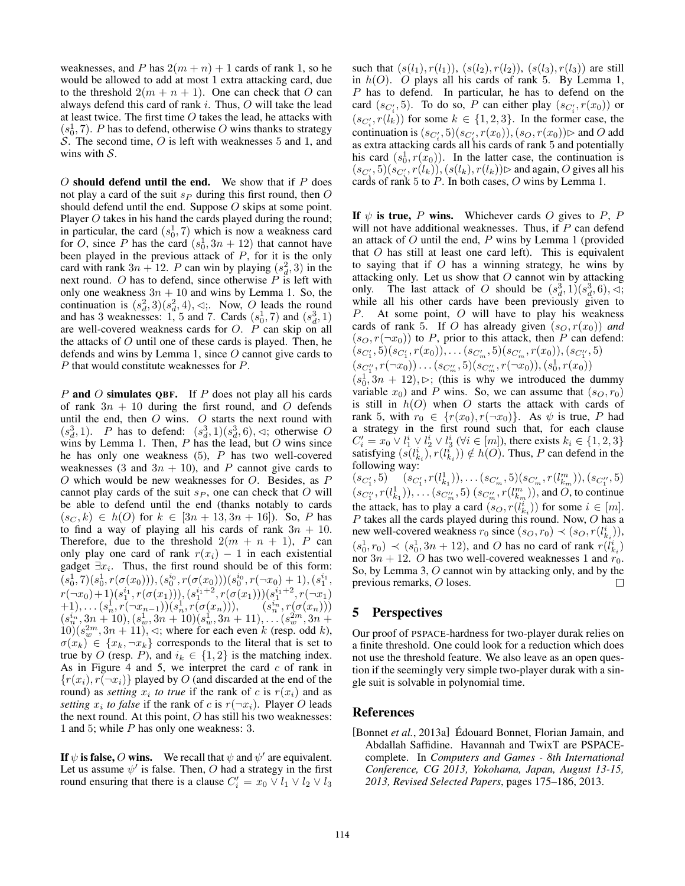weaknesses, and $P$ has $2(m+n)+1$ cards of rank 1, so he would be allowed to add at most 1 extra attacking card, due to the threshold $2(m+n+1)$. One can check that $O$ can always defend this card of rank $i$. Thus, $O$ will take the lead at least twice. The first time $O$ takes the lead, he attacks with $(s^1_0, 7)$. $P$ has to defend, otherwise $O$ wins thanks to strategy $\mathcal{S}$. The second time, $O$ is left with weaknesses 5 and 1, and wins with $\mathcal{S}$.

**$O$ should defend until the end.** We show that if $P$ does not play a card of the suit $s_P$ during this first round, then $O$ should defend until the end. Suppose $O$ skips at some point. Player $O$ takes in his hand the cards played during the round; in particular, the card $(s^1_0, 7)$ which is now a weakness card for $O$, since $P$ has the card $(s^1_0, 3n+12)$ that cannot have been played in the previous attack of $P$, for it is the only card with rank $3n+12$. $P$ can win by playing $(s^2_d, 3)$ in the next round. $O$ has to defend, since otherwise $P$ is left with only one weakness $3n+10$ and wins by Lemma 1. So, the continuation is $(s^2_d, 3)(s^2_d, 4), \lhd;$. Now, $O$ leads the round and has 3 weaknesses: 1, 5 and 7. Cards $(s^1_0, 7)$ and $(s^3_d, 1)$ are well-covered weakness cards for $O$. $P$ can skip on all the attacks of $O$ until one of these cards is played. Then, he defends and wins by Lemma 1, since $O$ cannot give cards to $P$ that would constitute weaknesses for $P$.

**$P$ and $O$ simulates QBF.** If $P$ does not play all his cards of rank $3n+10$ during the first round, and $O$ defends until the end, then $O$ wins. $O$ starts the next round with $(s^3_d, 1)$. $P$ has to defend: $(s^3_d, 1)(s^3_d, 6), \lhd;$ otherwise $O$ wins by Lemma 1. Then, $P$ has the lead, but $O$ wins since he has only one weakness (5), $P$ has two well-covered weaknesses (3 and $3n+10$), and $P$ cannot give cards to $O$ which would be new weaknesses for $O$. Besides, as $P$ cannot play cards of the suit $s_P$, one can check that $O$ will be able to defend until the end (thanks notably to cards $(s_C, k) \in h(O)$ for $k \in [3n+13, 3n+16]$). So, $P$ has to find a way of playing all his cards of rank $3n+10$. Therefore, due to the threshold $2(m+n+1)$, $P$ can only play one card of rank $r(x_i)-1$ in each existential gadget $\exists x_i$. Thus, the first round should be of this form: $(s^1_0, 7)(s^1_0, r(\sigma(x_0))), (s^{i_0}_0, r(\sigma(x_0)))(s^{i_0}_0, r(\neg x_0)+1), (s^{i_1}_1, r(\neg x_0)+1)(s^{i_1}_1, r(\sigma(x_1))), (s^{i_1+2}_1, r(\sigma(x_1)))(s^{i_1+2}_1, r(\neg x_1)+1), \ldots (s^1_n, r(\neg x_{n-1}))(s^1_n, r(\sigma(x_n))), \quad (s^{i_n}_n, r(\sigma(x_n)))(s^{i_n}_n, 3n+10), (s^1_w, 3n+10)(s^1_w, 3n+11), \ldots (s^{2m}_w, 3n+10)(s^{2m}_w, 3n+11), \lhd;$ where for each even $k$ (resp. odd $k$), $\sigma(x_k) \in \{x_k, \neg x_k\}$ corresponds to the literal that is set to true by $O$ (resp. $P$), and $i_k \in \{1, 2\}$ is the matching index. As in Figure 4 and 5, we interpret the card $c$ of rank in $\{r(x_i), r(\neg x_i)\}$ played by $O$ (and discarded at the end of the round) as *setting* $x_i$ *to true* if the rank of $c$ is $r(x_i)$ and as *setting* $x_i$ *to false* if the rank of $c$ is $r(\neg x_i)$. Player $O$ leads the next round. At this point, $O$ has still his two weaknesses: 1 and 5; while $P$ has only one weakness: 3.

**If $\psi$ is false, $O$ wins.** We recall that $\psi$ and $\psi'$ are equivalent. Let us assume $\psi'$ is false. Then, $O$ had a strategy in the first round ensuring that there is a clause $C'_i = x_0 \vee l_1 \vee l_2 \vee l_3$ such that $(s(l_1), r(l_1))$, $(s(l_2), r(l_2))$, $(s(l_3), r(l_3))$ are still in $h(O)$. $O$ plays all his cards of rank 5. By Lemma 1, $P$ has to defend. In particular, he has to defend on the card $(s_{C'_i}, 5)$. To do so, $P$ can either play $(s_{C'_i}, r(x_0))$ or $(s_{C'_i}, r(l_k))$ for some $k \in \{1,2,3\}$. In the former case, the continuation is $(s_{C'_i}, 5)(s_{C'_i}, r(x_0)), (s_O, r(x_0)) \rhd$ and $O$ add as extra attacking cards all his cards of rank 5 and potentially his card $(s^1_0, r(x_0))$. In the latter case, the continuation is $(s_{C'_i}, 5)(s_{C'_i}, r(l_k)), (s(l_k), r(l_k)) \rhd$ and again, $O$ gives all his cards of rank 5 to $P$. In both cases, $O$ wins by Lemma 1.

**If $\psi$ is true, $P$ wins.** Whichever cards $O$ gives to $P$, $P$ will not have additional weaknesses. Thus, if $P$ can defend an attack of $O$ until the end, $P$ wins by Lemma 1 (provided that $O$ has still at least one card left). This is equivalent to saying that if $O$ has a winning strategy, he wins by attacking only. Let us show that $O$ cannot win by attacking only. The last attack of $O$ should be $(s^3_d, 1)(s^3_d, 6), \lhd;$ while all his other cards have been previously given to $P$. At some point, $O$ will have to play his weakness cards of rank 5. If $O$ has already given $(s_O, r(x_0))$ *and* $(s_O, r(\neg x_0))$ to $P$, prior to this attack, then $P$ can defend: $(s_{C'_1}, 5)(s_{C'_1}, r(x_0)), \ldots (s_{C'_m}, 5)(s_{C'_m}, r(x_0)), (s_{C''_1}, 5)(s_{C''_1}, r(\neg x_0)) \ldots (s_{C''_m}, 5)(s_{C''_m}, r(\neg x_0)), (s^1_0, r(x_0))(s^1_0, 3n+12), \rhd;$ (this is why we introduced the dummy variable $x_0$) and $P$ wins. So, we can assume that $(s_O, r_0)$ is still in $h(O)$ when $O$ starts the attack with cards of rank 5, with $r_0 \in \{r(x_0), r(\neg x_0)\}$. As $\psi$ is true, $P$ had a strategy in the first round such that, for each clause $C'_i = x_0 \vee l^i_1 \vee l^i_2 \vee l^i_3$ ($\forall i \in [m]$), there exists $k_i \in \{1,2,3\}$ satisfying $(s(l^i_{k_i}), r(l^i_{k_i})) \notin h(O)$. Thus, $P$ can defend in the following way:
$(s_{C'_1}, 5) \quad (s_{C'_1}, r(l^1_{k_1})), \ldots (s_{C'_m}, 5)(s_{C'_m}, r(l^m_{k_m})), (s_{C''_1}, 5)(s_{C''_1}, r(l^1_{k_1})), \ldots (s_{C''_m}, 5)\ (s_{C''_m}, r(l^m_{k_m}))$, and $O$, to continue the attack, has to play a card $(s_O, r(l^i_{k_i}))$ for some $i \in [m]$. $P$ takes all the cards played during this round. Now, $O$ has a new well-covered weakness $r_0$ since $(s_O, r_0) \prec (s_O, r(l^i_{k_i}))$, $(s^1_0, r_0) \prec (s^1_0, 3n+12)$, and $O$ has no card of rank $r(l^i_{k_i})$ nor $3n+12$. $O$ has two well-covered weaknesses 1 and $r_0$. So, by Lemma 3, $O$ cannot win by attacking only, and by the previous remarks, $O$ loses. $\square$

## 5 Perspectives

Our proof of PSPACE-hardness for two-player durak relies on a finite threshold. One could look for a reduction which does not use the threshold feature. We also leave as an open question if the seemingly very simple two-player durak with a single suit is solvable in polynomial time.

## References

[Bonnet *et al.*, 2013a] Édouard Bonnet, Florian Jamain, and Abdallah Saffidine. Havannah and TwixT are PSPACE-complete. In *Computers and Games - 8th International Conference, CG 2013, Yokohama, Japan, August 13-15, 2013, Revised Selected Papers*, pages 175–186, 2013.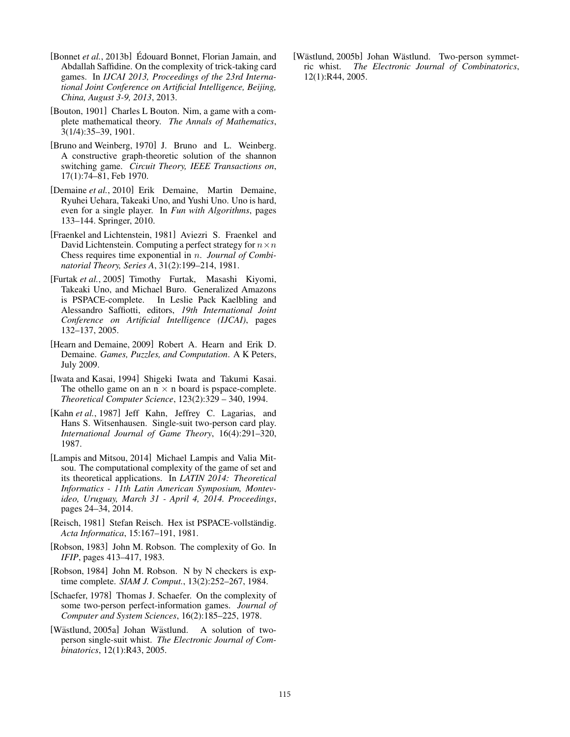[Bonnet *et al.*, 2013b] Édouard Bonnet, Florian Jamain, and Abdallah Saffidine. On the complexity of trick-taking card games. In *IJCAI 2013, Proceedings of the 23rd International Joint Conference on Artificial Intelligence, Beijing, China, August 3-9, 2013*, 2013.

[Bouton, 1901] Charles L Bouton. Nim, a game with a complete mathematical theory. *The Annals of Mathematics*, 3(1/4):35–39, 1901.

[Bruno and Weinberg, 1970] J. Bruno and L. Weinberg. A constructive graph-theoretic solution of the shannon switching game. *Circuit Theory, IEEE Transactions on*, 17(1):74–81, Feb 1970.

[Demaine *et al.*, 2010] Erik Demaine, Martin Demaine, Ryuhei Uehara, Takeaki Uno, and Yushi Uno. Uno is hard, even for a single player. In *Fun with Algorithms*, pages 133–144. Springer, 2010.

[Fraenkel and Lichtenstein, 1981] Aviezri S. Fraenkel and David Lichtenstein. Computing a perfect strategy for $n \times n$ Chess requires time exponential in $n$. *Journal of Combinatorial Theory, Series A*, 31(2):199–214, 1981.

[Furtak *et al.*, 2005] Timothy Furtak, Masashi Kiyomi, Takeaki Uno, and Michael Buro. Generalized Amazons is PSPACE-complete. In Leslie Pack Kaelbling and Alessandro Saffiotti, editors, *19th International Joint Conference on Artificial Intelligence (IJCAI)*, pages 132–137, 2005.

[Hearn and Demaine, 2009] Robert A. Hearn and Erik D. Demaine. *Games, Puzzles, and Computation*. A K Peters, July 2009.

[Iwata and Kasai, 1994] Shigeki Iwata and Takumi Kasai. The othello game on an n × n board is pspace-complete. *Theoretical Computer Science*, 123(2):329 – 340, 1994.

[Kahn *et al.*, 1987] Jeff Kahn, Jeffrey C. Lagarias, and Hans S. Witsenhausen. Single-suit two-person card play. *International Journal of Game Theory*, 16(4):291–320, 1987.

[Lampis and Mitsou, 2014] Michael Lampis and Valia Mitsou. The computational complexity of the game of set and its theoretical applications. In *LATIN 2014: Theoretical Informatics - 11th Latin American Symposium, Montevideo, Uruguay, March 31 - April 4, 2014. Proceedings*, pages 24–34, 2014.

[Reisch, 1981] Stefan Reisch. Hex ist PSPACE-vollständig. *Acta Informatica*, 15:167–191, 1981.

[Robson, 1983] John M. Robson. The complexity of Go. In *IFIP*, pages 413–417, 1983.

[Robson, 1984] John M. Robson. N by N checkers is exptime complete. *SIAM J. Comput.*, 13(2):252–267, 1984.

[Schaefer, 1978] Thomas J. Schaefer. On the complexity of some two-person perfect-information games. *Journal of Computer and System Sciences*, 16(2):185–225, 1978.

[Wästlund, 2005a] Johan Wästlund. A solution of two-person single-suit whist. *The Electronic Journal of Combinatorics*, 12(1):R43, 2005.

[Wästlund, 2005b] Johan Wästlund. Two-person symmetric whist. *The Electronic Journal of Combinatorics*, 12(1):R44, 2005.